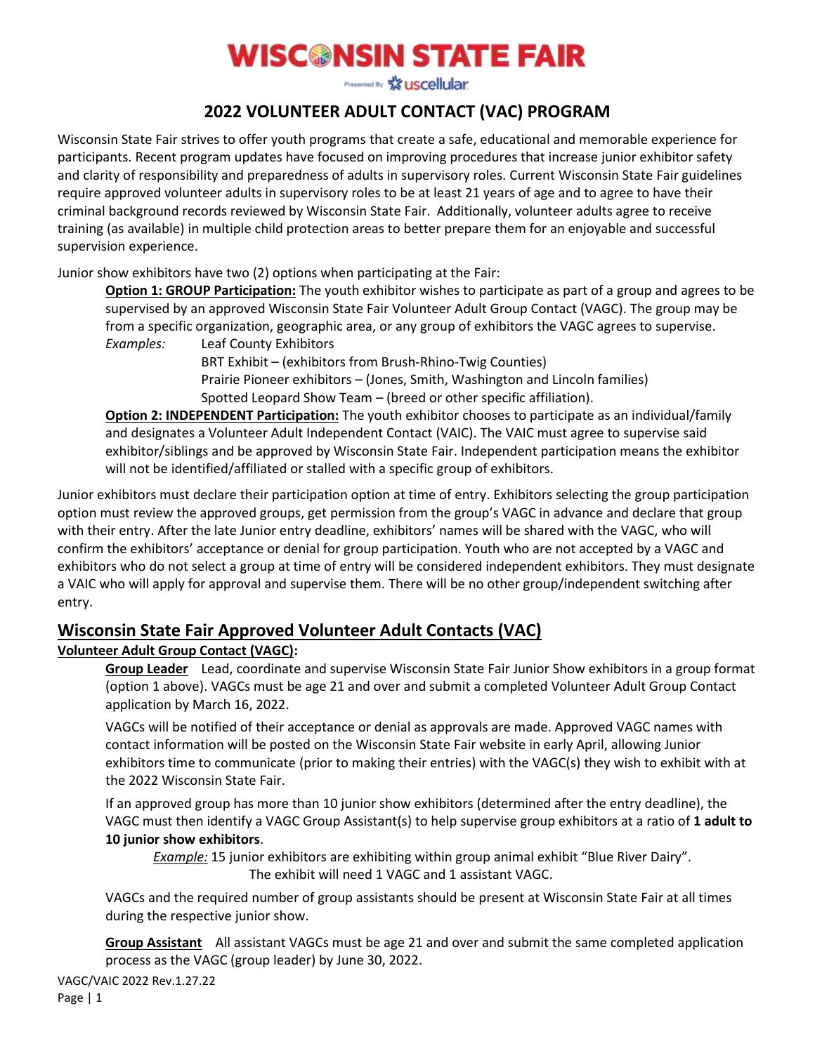# WISCONSIN STATE FAIR

Presented By uscellular

## 2022 VOLUNTEER ADULT CONTACT (VAC) PROGRAM

Wisconsin State Fair strives to offer youth programs that create a safe, educational and memorable experience for participants. Recent program updates have focused on improving procedures that increase junior exhibitor safety and clarity of responsibility and preparedness of adults in supervisory roles. Current Wisconsin State Fair guidelines require approved volunteer adults in supervisory roles to be at least 21 years of age and to agree to have their criminal background records reviewed by Wisconsin State Fair. Additionally, volunteer adults agree to receive training (as available) in multiple child protection areas to better prepare them for an enjoyable and successful supervision experience.

Junior show exhibitors have two (2) options when participating at the Fair:

**Option 1: GROUP Participation:** The youth exhibitor wishes to participate as part of a group and agrees to be supervised by an approved Wisconsin State Fair Volunteer Adult Group Contact (VAGC). The group may be from a specific organization, geographic area, or any group of exhibitors the VAGC agrees to supervise.

*Examples:*
- Leaf County Exhibitors
- BRT Exhibit – (exhibitors from Brush-Rhino-Twig Counties)
- Prairie Pioneer exhibitors – (Jones, Smith, Washington and Lincoln families)
- Spotted Leopard Show Team – (breed or other specific affiliation).

**Option 2: INDEPENDENT Participation:** The youth exhibitor chooses to participate as an individual/family and designates a Volunteer Adult Independent Contact (VAIC). The VAIC must agree to supervise said exhibitor/siblings and be approved by Wisconsin State Fair. Independent participation means the exhibitor will not be identified/affiliated or stalled with a specific group of exhibitors.

Junior exhibitors must declare their participation option at time of entry. Exhibitors selecting the group participation option must review the approved groups, get permission from the group's VAGC in advance and declare that group with their entry. After the late Junior entry deadline, exhibitors' names will be shared with the VAGC, who will confirm the exhibitors' acceptance or denial for group participation. Youth who are not accepted by a VAGC and exhibitors who do not select a group at time of entry will be considered independent exhibitors. They must designate a VAIC who will apply for approval and supervise them. There will be no other group/independent switching after entry.

## Wisconsin State Fair Approved Volunteer Adult Contacts (VAC)

### Volunteer Adult Group Contact (VAGC):

**Group Leader** Lead, coordinate and supervise Wisconsin State Fair Junior Show exhibitors in a group format (option 1 above). VAGCs must be age 21 and over and submit a completed Volunteer Adult Group Contact application by March 16, 2022.

VAGCs will be notified of their acceptance or denial as approvals are made. Approved VAGC names with contact information will be posted on the Wisconsin State Fair website in early April, allowing Junior exhibitors time to communicate (prior to making their entries) with the VAGC(s) they wish to exhibit with at the 2022 Wisconsin State Fair.

If an approved group has more than 10 junior show exhibitors (determined after the entry deadline), the VAGC must then identify a VAGC Group Assistant(s) to help supervise group exhibitors at a ratio of **1 adult to 10 junior show exhibitors**.

*Example:* 15 junior exhibitors are exhibiting within group animal exhibit "Blue River Dairy". The exhibit will need 1 VAGC and 1 assistant VAGC.

VAGCs and the required number of group assistants should be present at Wisconsin State Fair at all times during the respective junior show.

**Group Assistant** All assistant VAGCs must be age 21 and over and submit the same completed application process as the VAGC (group leader) by June 30, 2022.

VAGC/VAIC 2022 Rev.1.27.22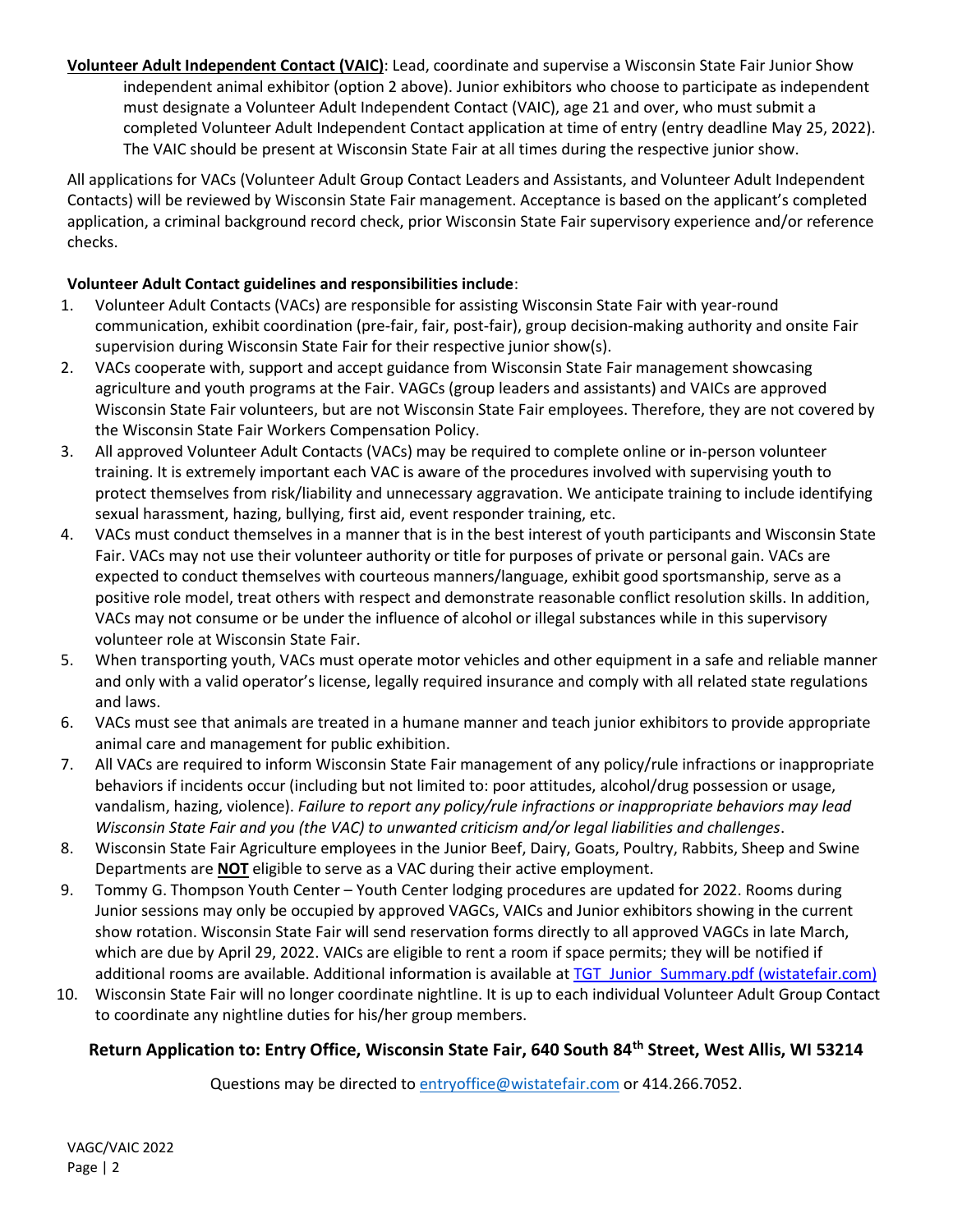**Volunteer Adult Independent Contact (VAIC)**: Lead, coordinate and supervise a Wisconsin State Fair Junior Show independent animal exhibitor (option 2 above). Junior exhibitors who choose to participate as independent must designate a Volunteer Adult Independent Contact (VAIC), age 21 and over, who must submit a completed Volunteer Adult Independent Contact application at time of entry (entry deadline May 25, 2022). The VAIC should be present at Wisconsin State Fair at all times during the respective junior show.

All applications for VACs (Volunteer Adult Group Contact Leaders and Assistants, and Volunteer Adult Independent Contacts) will be reviewed by Wisconsin State Fair management. Acceptance is based on the applicant's completed application, a criminal background record check, prior Wisconsin State Fair supervisory experience and/or reference checks.

**Volunteer Adult Contact guidelines and responsibilities include**:

1. Volunteer Adult Contacts (VACs) are responsible for assisting Wisconsin State Fair with year-round communication, exhibit coordination (pre-fair, fair, post-fair), group decision-making authority and onsite Fair supervision during Wisconsin State Fair for their respective junior show(s).
2. VACs cooperate with, support and accept guidance from Wisconsin State Fair management showcasing agriculture and youth programs at the Fair. VAGCs (group leaders and assistants) and VAICs are approved Wisconsin State Fair volunteers, but are not Wisconsin State Fair employees. Therefore, they are not covered by the Wisconsin State Fair Workers Compensation Policy.
3. All approved Volunteer Adult Contacts (VACs) may be required to complete online or in-person volunteer training. It is extremely important each VAC is aware of the procedures involved with supervising youth to protect themselves from risk/liability and unnecessary aggravation. We anticipate training to include identifying sexual harassment, hazing, bullying, first aid, event responder training, etc.
4. VACs must conduct themselves in a manner that is in the best interest of youth participants and Wisconsin State Fair. VACs may not use their volunteer authority or title for purposes of private or personal gain. VACs are expected to conduct themselves with courteous manners/language, exhibit good sportsmanship, serve as a positive role model, treat others with respect and demonstrate reasonable conflict resolution skills. In addition, VACs may not consume or be under the influence of alcohol or illegal substances while in this supervisory volunteer role at Wisconsin State Fair.
5. When transporting youth, VACs must operate motor vehicles and other equipment in a safe and reliable manner and only with a valid operator's license, legally required insurance and comply with all related state regulations and laws.
6. VACs must see that animals are treated in a humane manner and teach junior exhibitors to provide appropriate animal care and management for public exhibition.
7. All VACs are required to inform Wisconsin State Fair management of any policy/rule infractions or inappropriate behaviors if incidents occur (including but not limited to: poor attitudes, alcohol/drug possession or usage, vandalism, hazing, violence). *Failure to report any policy/rule infractions or inappropriate behaviors may lead Wisconsin State Fair and you (the VAC) to unwanted criticism and/or legal liabilities and challenges*.
8. Wisconsin State Fair Agriculture employees in the Junior Beef, Dairy, Goats, Poultry, Rabbits, Sheep and Swine Departments are **NOT** eligible to serve as a VAC during their active employment.
9. Tommy G. Thompson Youth Center – Youth Center lodging procedures are updated for 2022. Rooms during Junior sessions may only be occupied by approved VAGCs, VAICs and Junior exhibitors showing in the current show rotation. Wisconsin State Fair will send reservation forms directly to all approved VAGCs in late March, which are due by April 29, 2022. VAICs are eligible to rent a room if space permits; they will be notified if additional rooms are available. Additional information is available at TGT_Junior_Summary.pdf (wistatefair.com)
10. Wisconsin State Fair will no longer coordinate nightline. It is up to each individual Volunteer Adult Group Contact to coordinate any nightline duties for his/her group members.

**Return Application to: Entry Office, Wisconsin State Fair, 640 South 84th Street, West Allis, WI 53214**

Questions may be directed to entryoffice@wistatefair.com or 414.266.7052.

VAGC/VAIC 2022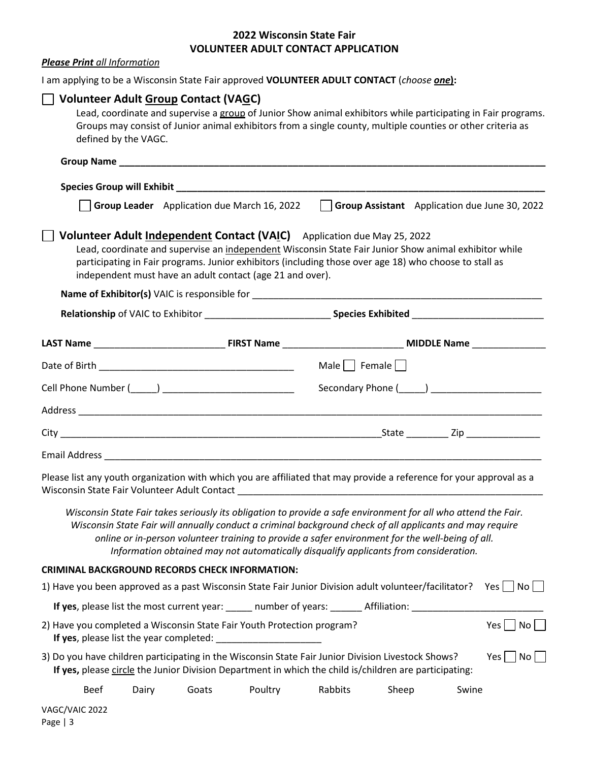## 2022 Wisconsin State Fair
## VOLUNTEER ADULT CONTACT APPLICATION

***Please Print** all Information*

I am applying to be a Wisconsin State Fair approved **VOLUNTEER ADULT CONTACT** (*choose **one***):

☐ **Volunteer Adult Group Contact (VAGC)**

Lead, coordinate and supervise a group of Junior Show animal exhibitors while participating in Fair programs. Groups may consist of Junior animal exhibitors from a single county, multiple counties or other criteria as defined by the VAGC.

**Group Name** ______________________________________________

**Species Group will Exhibit** ______________________________________________

☐ **Group Leader** Application due March 16, 2022 ☐ **Group Assistant** Application due June 30, 2022

☐ **Volunteer Adult Independent Contact (VAIC)** Application due May 25, 2022

Lead, coordinate and supervise an independent Wisconsin State Fair Junior Show animal exhibitor while participating in Fair programs. Junior exhibitors (including those over age 18) who choose to stall as independent must have an adult contact (age 21 and over).

**Name of Exhibitor(s)** VAIC is responsible for ______________________________________________

**Relationship** of VAIC to Exhibitor ________________________ **Species Exhibited** ________________________

**LAST Name** ________________________ **FIRST Name** ________________________ **MIDDLE Name** ______________

Date of Birth ____________________________________ Male ☐ Female ☐

Cell Phone Number (_____) ________________________ Secondary Phone (_____) ____________________

Address ______________________________________________

City ______________________________________________ State ________ Zip ______________

Email Address ______________________________________________

Please list any youth organization with which you are affiliated that may provide a reference for your approval as a Wisconsin State Fair Volunteer Adult Contact ______________________________________________

*Wisconsin State Fair takes seriously its obligation to provide a safe environment for all who attend the Fair. Wisconsin State Fair will annually conduct a criminal background check of all applicants and may require online or in-person volunteer training to provide a safer environment for the well-being of all. Information obtained may not automatically disqualify applicants from consideration.*

**CRIMINAL BACKGROUND RECORDS CHECK INFORMATION:**

1) Have you been approved as a past Wisconsin State Fair Junior Division adult volunteer/facilitator? Yes ☐ No ☐

   **If yes**, please list the most current year: _____ number of years: ______ Affiliation: ________________________

2) Have you completed a Wisconsin State Fair Youth Protection program? Yes ☐ No ☐

   **If yes**, please list the year completed: ____________________

3) Do you have children participating in the Wisconsin State Fair Junior Division Livestock Shows? Yes ☐ No ☐

   **If yes,** please circle the Junior Division Department in which the child is/children are participating:

   Beef Dairy Goats Poultry Rabbits Sheep Swine

VAGC/VAIC 2022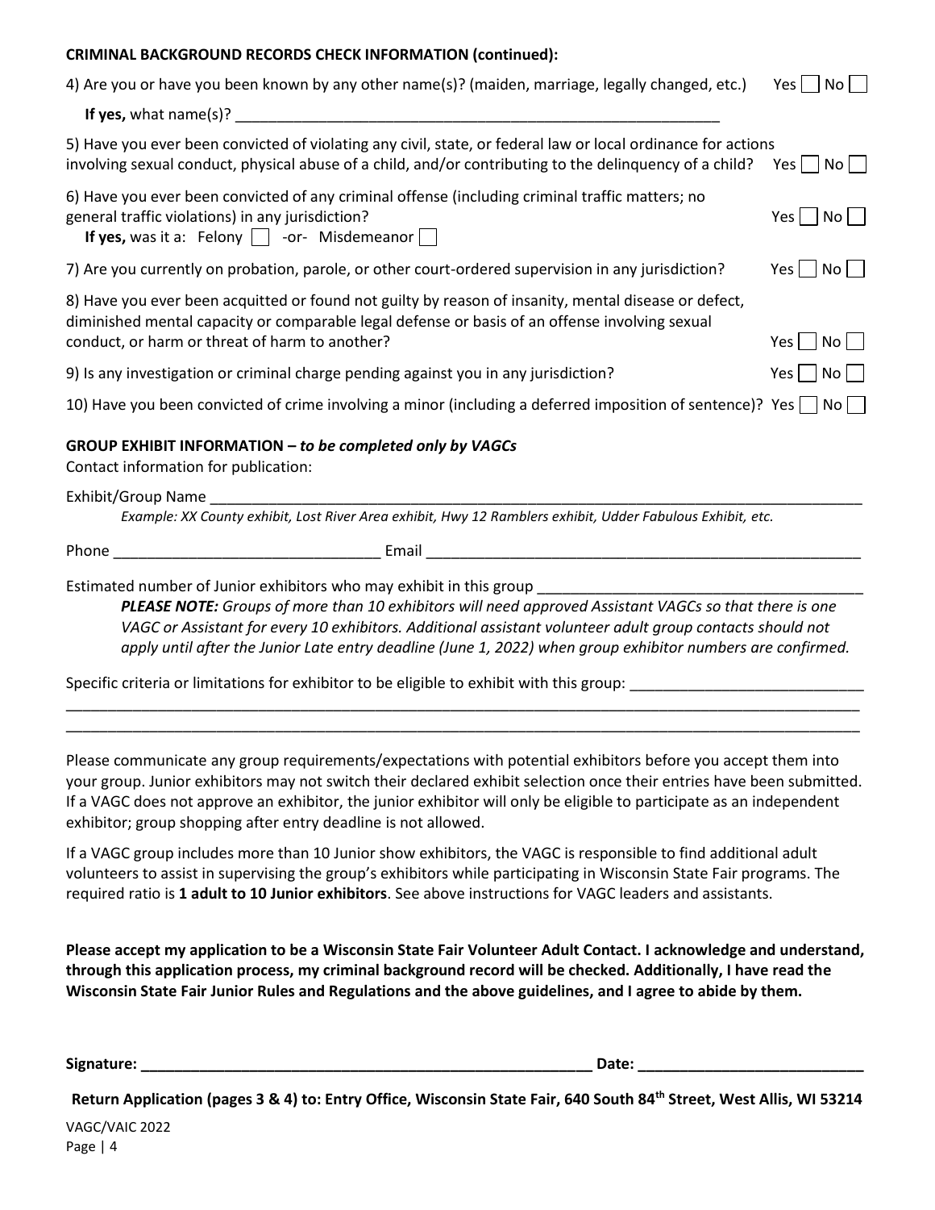**CRIMINAL BACKGROUND RECORDS CHECK INFORMATION (continued):**

4) Are you or have you been known by any other name(s)? (maiden, marriage, legally changed, etc.) Yes ☐ No ☐

**If yes,** what name(s)? ____________________________________________________________

5) Have you ever been convicted of violating any civil, state, or federal law or local ordinance for actions involving sexual conduct, physical abuse of a child, and/or contributing to the delinquency of a child? Yes ☐ No ☐

6) Have you ever been convicted of any criminal offense (including criminal traffic matters; no general traffic violations) in any jurisdiction? Yes ☐ No ☐

**If yes,** was it a: Felony ☐ -or- Misdemeanor ☐

7) Are you currently on probation, parole, or other court-ordered supervision in any jurisdiction? Yes ☐ No ☐

8) Have you ever been acquitted or found not guilty by reason of insanity, mental disease or defect, diminished mental capacity or comparable legal defense or basis of an offense involving sexual conduct, or harm or threat of harm to another? Yes ☐ No ☐

9) Is any investigation or criminal charge pending against you in any jurisdiction? Yes ☐ No ☐

10) Have you been convicted of crime involving a minor (including a deferred imposition of sentence)? Yes ☐ No ☐

**GROUP EXHIBIT INFORMATION –** ***to be completed only by VAGCs***

Contact information for publication:

Exhibit/Group Name ____________________________________________________________

*Example: XX County exhibit, Lost River Area exhibit, Hwy 12 Ramblers exhibit, Udder Fabulous Exhibit, etc.*

Phone ______________________________ Email ______________________________________________

Estimated number of Junior exhibitors who may exhibit in this group ______________________________

***PLEASE NOTE:*** *Groups of more than 10 exhibitors will need approved Assistant VAGCs so that there is one VAGC or Assistant for every 10 exhibitors. Additional assistant volunteer adult group contacts should not apply until after the Junior Late entry deadline (June 1, 2022) when group exhibitor numbers are confirmed.*

Specific criteria or limitations for exhibitor to be eligible to exhibit with this group: ___________________________

__________________________________________________________________________________________

__________________________________________________________________________________________

Please communicate any group requirements/expectations with potential exhibitors before you accept them into your group. Junior exhibitors may not switch their declared exhibit selection once their entries have been submitted. If a VAGC does not approve an exhibitor, the junior exhibitor will only be eligible to participate as an independent exhibitor; group shopping after entry deadline is not allowed.

If a VAGC group includes more than 10 Junior show exhibitors, the VAGC is responsible to find additional adult volunteers to assist in supervising the group's exhibitors while participating in Wisconsin State Fair programs. The required ratio is **1 adult to 10 Junior exhibitors**. See above instructions for VAGC leaders and assistants.

**Please accept my application to be a Wisconsin State Fair Volunteer Adult Contact. I acknowledge and understand, through this application process, my criminal background record will be checked. Additionally, I have read the Wisconsin State Fair Junior Rules and Regulations and the above guidelines, and I agree to abide by them.**

**Signature: ______________________________________________ Date: __________________________**

**Return Application (pages 3 & 4) to: Entry Office, Wisconsin State Fair, 640 South 84th Street, West Allis, WI 53214**

VAGC/VAIC 2022